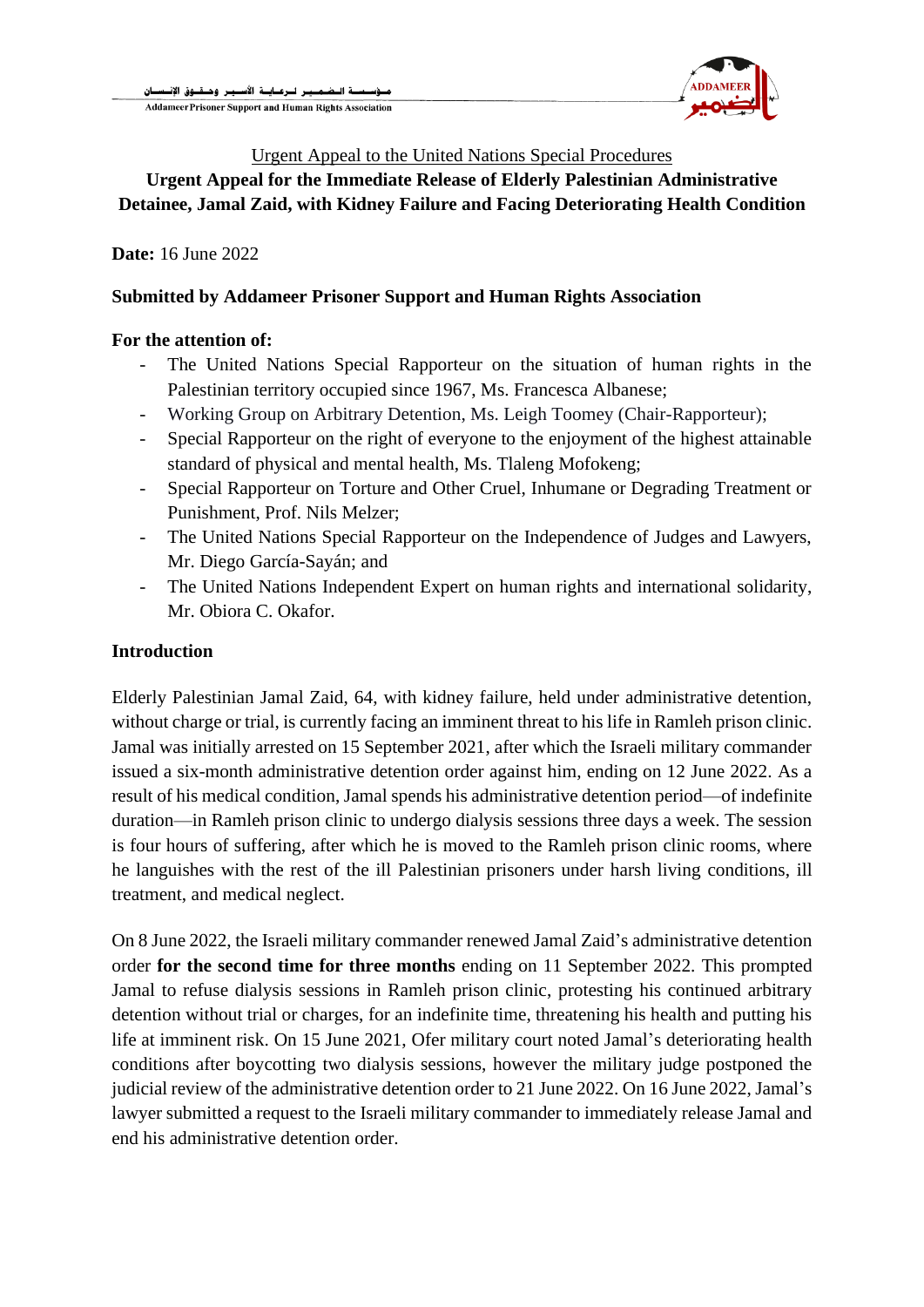Urgent Appeal to the United Nations Special Procedures

# Urgent Appeal for the Immediate Release of Elderly Palestinian Administrative Detainee, Jamal Zaid, with Kidney Failure and Facing Deteriorating Health Condition

**Date:** 16 June 2022

**Submitted by Addameer Prisoner Support and Human Rights Association**

**For the attention of:**

- The United Nations Special Rapporteur on the situation of human rights in the Palestinian territory occupied since 1967, Ms. Francesca Albanese;
- Working Group on Arbitrary Detention, Ms. Leigh Toomey (Chair-Rapporteur);
- Special Rapporteur on the right of everyone to the enjoyment of the highest attainable standard of physical and mental health, Ms. Tlaleng Mofokeng;
- Special Rapporteur on Torture and Other Cruel, Inhumane or Degrading Treatment or Punishment, Prof. Nils Melzer;
- The United Nations Special Rapporteur on the Independence of Judges and Lawyers, Mr. Diego García-Sayán; and
- The United Nations Independent Expert on human rights and international solidarity, Mr. Obiora C. Okafor.

## Introduction

Elderly Palestinian Jamal Zaid, 64, with kidney failure, held under administrative detention, without charge or trial, is currently facing an imminent threat to his life in Ramleh prison clinic. Jamal was initially arrested on 15 September 2021, after which the Israeli military commander issued a six-month administrative detention order against him, ending on 12 June 2022. As a result of his medical condition, Jamal spends his administrative detention period—of indefinite duration—in Ramleh prison clinic to undergo dialysis sessions three days a week. The session is four hours of suffering, after which he is moved to the Ramleh prison clinic rooms, where he languishes with the rest of the ill Palestinian prisoners under harsh living conditions, ill treatment, and medical neglect.

On 8 June 2022, the Israeli military commander renewed Jamal Zaid's administrative detention order **for the second time for three months** ending on 11 September 2022. This prompted Jamal to refuse dialysis sessions in Ramleh prison clinic, protesting his continued arbitrary detention without trial or charges, for an indefinite time, threatening his health and putting his life at imminent risk. On 15 June 2021, Ofer military court noted Jamal's deteriorating health conditions after boycotting two dialysis sessions, however the military judge postponed the judicial review of the administrative detention order to 21 June 2022. On 16 June 2022, Jamal's lawyer submitted a request to the Israeli military commander to immediately release Jamal and end his administrative detention order.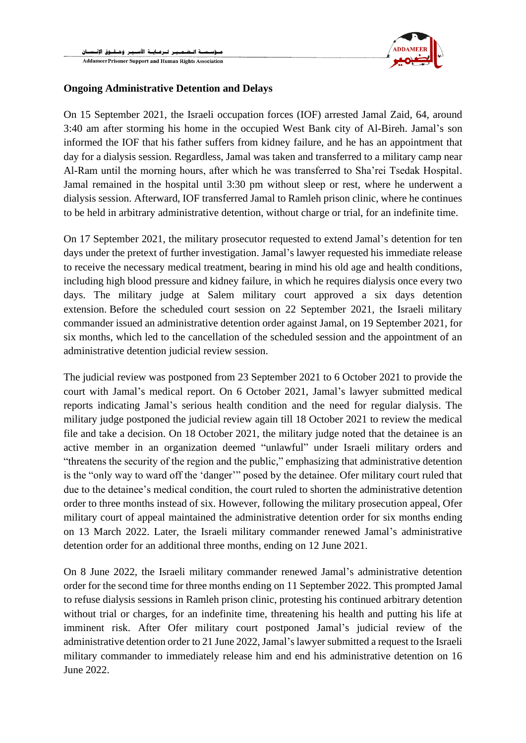### Ongoing Administrative Detention and Delays

On 15 September 2021, the Israeli occupation forces (IOF) arrested Jamal Zaid, 64, around 3:40 am after storming his home in the occupied West Bank city of Al-Bireh. Jamal's son informed the IOF that his father suffers from kidney failure, and he has an appointment that day for a dialysis session. Regardless, Jamal was taken and transferred to a military camp near Al-Ram until the morning hours, after which he was transferred to Sha'rei Tsedak Hospital. Jamal remained in the hospital until 3:30 pm without sleep or rest, where he underwent a dialysis session. Afterward, IOF transferred Jamal to Ramleh prison clinic, where he continues to be held in arbitrary administrative detention, without charge or trial, for an indefinite time.

On 17 September 2021, the military prosecutor requested to extend Jamal's detention for ten days under the pretext of further investigation. Jamal's lawyer requested his immediate release to receive the necessary medical treatment, bearing in mind his old age and health conditions, including high blood pressure and kidney failure, in which he requires dialysis once every two days. The military judge at Salem military court approved a six days detention extension. Before the scheduled court session on 22 September 2021, the Israeli military commander issued an administrative detention order against Jamal, on 19 September 2021, for six months, which led to the cancellation of the scheduled session and the appointment of an administrative detention judicial review session.

The judicial review was postponed from 23 September 2021 to 6 October 2021 to provide the court with Jamal's medical report. On 6 October 2021, Jamal's lawyer submitted medical reports indicating Jamal's serious health condition and the need for regular dialysis. The military judge postponed the judicial review again till 18 October 2021 to review the medical file and take a decision. On 18 October 2021, the military judge noted that the detainee is an active member in an organization deemed "unlawful" under Israeli military orders and "threatens the security of the region and the public," emphasizing that administrative detention is the "only way to ward off the 'danger'" posed by the detainee. Ofer military court ruled that due to the detainee's medical condition, the court ruled to shorten the administrative detention order to three months instead of six. However, following the military prosecution appeal, Ofer military court of appeal maintained the administrative detention order for six months ending on 13 March 2022. Later, the Israeli military commander renewed Jamal's administrative detention order for an additional three months, ending on 12 June 2021.

On 8 June 2022, the Israeli military commander renewed Jamal's administrative detention order for the second time for three months ending on 11 September 2022. This prompted Jamal to refuse dialysis sessions in Ramleh prison clinic, protesting his continued arbitrary detention without trial or charges, for an indefinite time, threatening his health and putting his life at imminent risk. After Ofer military court postponed Jamal's judicial review of the administrative detention order to 21 June 2022, Jamal's lawyer submitted a request to the Israeli military commander to immediately release him and end his administrative detention on 16 June 2022.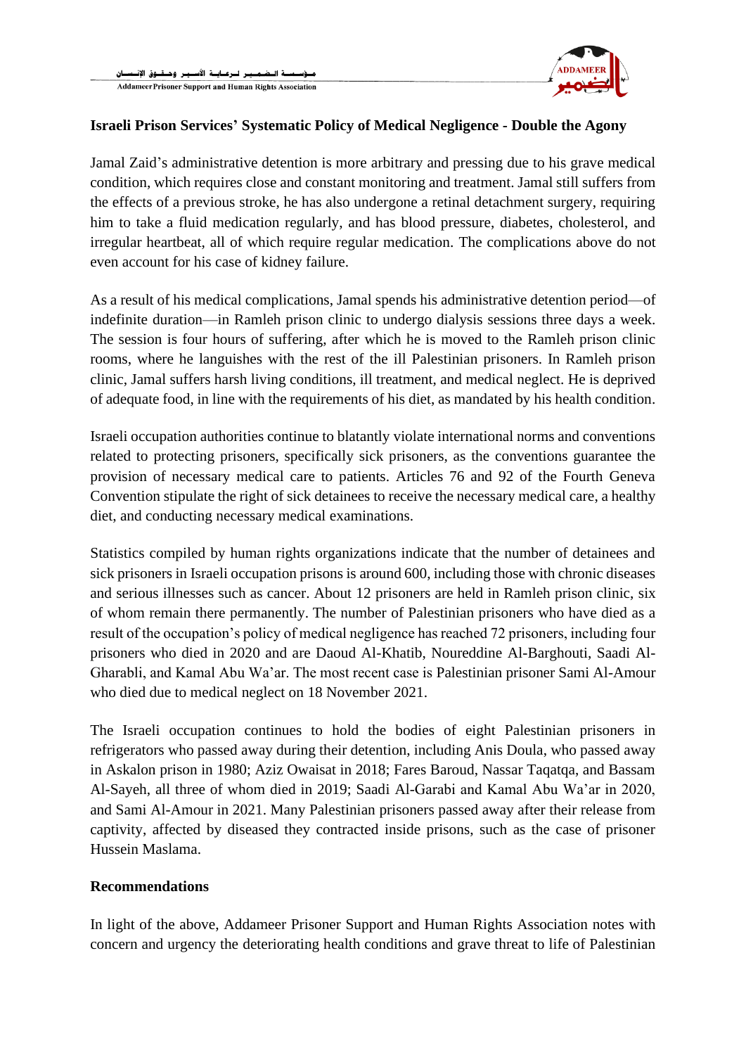**Israeli Prison Services' Systematic Policy of Medical Negligence - Double the Agony**

Jamal Zaid's administrative detention is more arbitrary and pressing due to his grave medical condition, which requires close and constant monitoring and treatment. Jamal still suffers from the effects of a previous stroke, he has also undergone a retinal detachment surgery, requiring him to take a fluid medication regularly, and has blood pressure, diabetes, cholesterol, and irregular heartbeat, all of which require regular medication. The complications above do not even account for his case of kidney failure.

As a result of his medical complications, Jamal spends his administrative detention period—of indefinite duration—in Ramleh prison clinic to undergo dialysis sessions three days a week. The session is four hours of suffering, after which he is moved to the Ramleh prison clinic rooms, where he languishes with the rest of the ill Palestinian prisoners. In Ramleh prison clinic, Jamal suffers harsh living conditions, ill treatment, and medical neglect. He is deprived of adequate food, in line with the requirements of his diet, as mandated by his health condition.

Israeli occupation authorities continue to blatantly violate international norms and conventions related to protecting prisoners, specifically sick prisoners, as the conventions guarantee the provision of necessary medical care to patients. Articles 76 and 92 of the Fourth Geneva Convention stipulate the right of sick detainees to receive the necessary medical care, a healthy diet, and conducting necessary medical examinations.

Statistics compiled by human rights organizations indicate that the number of detainees and sick prisoners in Israeli occupation prisons is around 600, including those with chronic diseases and serious illnesses such as cancer. About 12 prisoners are held in Ramleh prison clinic, six of whom remain there permanently. The number of Palestinian prisoners who have died as a result of the occupation's policy of medical negligence has reached 72 prisoners, including four prisoners who died in 2020 and are Daoud Al-Khatib, Noureddine Al-Barghouti, Saadi Al-Gharabli, and Kamal Abu Wa'ar. The most recent case is Palestinian prisoner Sami Al-Amour who died due to medical neglect on 18 November 2021.

The Israeli occupation continues to hold the bodies of eight Palestinian prisoners in refrigerators who passed away during their detention, including Anis Doula, who passed away in Askalon prison in 1980; Aziz Owaisat in 2018; Fares Baroud, Nassar Taqatqa, and Bassam Al-Sayeh, all three of whom died in 2019; Saadi Al-Garabi and Kamal Abu Wa'ar in 2020, and Sami Al-Amour in 2021. Many Palestinian prisoners passed away after their release from captivity, affected by diseased they contracted inside prisons, such as the case of prisoner Hussein Maslama.

**Recommendations**

In light of the above, Addameer Prisoner Support and Human Rights Association notes with concern and urgency the deteriorating health conditions and grave threat to life of Palestinian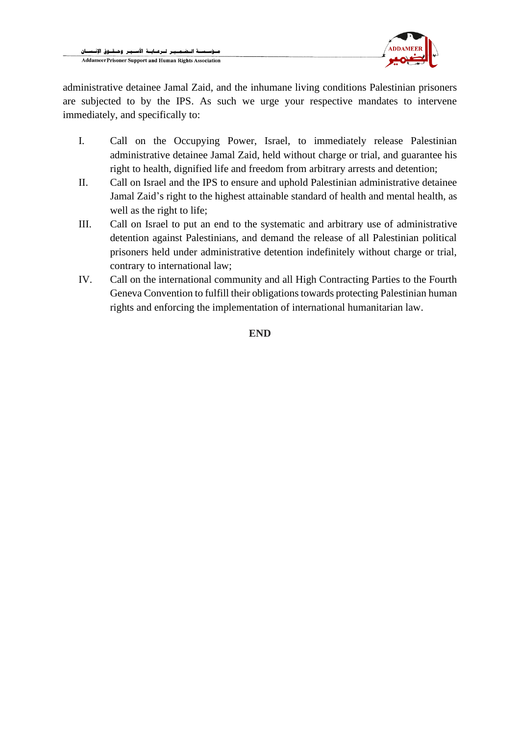administrative detainee Jamal Zaid, and the inhumane living conditions Palestinian prisoners are subjected to by the IPS. As such we urge your respective mandates to intervene immediately, and specifically to:

I. Call on the Occupying Power, Israel, to immediately release Palestinian administrative detainee Jamal Zaid, held without charge or trial, and guarantee his right to health, dignified life and freedom from arbitrary arrests and detention;

II. Call on Israel and the IPS to ensure and uphold Palestinian administrative detainee Jamal Zaid's right to the highest attainable standard of health and mental health, as well as the right to life;

III. Call on Israel to put an end to the systematic and arbitrary use of administrative detention against Palestinians, and demand the release of all Palestinian political prisoners held under administrative detention indefinitely without charge or trial, contrary to international law;

IV. Call on the international community and all High Contracting Parties to the Fourth Geneva Convention to fulfill their obligations towards protecting Palestinian human rights and enforcing the implementation of international humanitarian law.

**END**